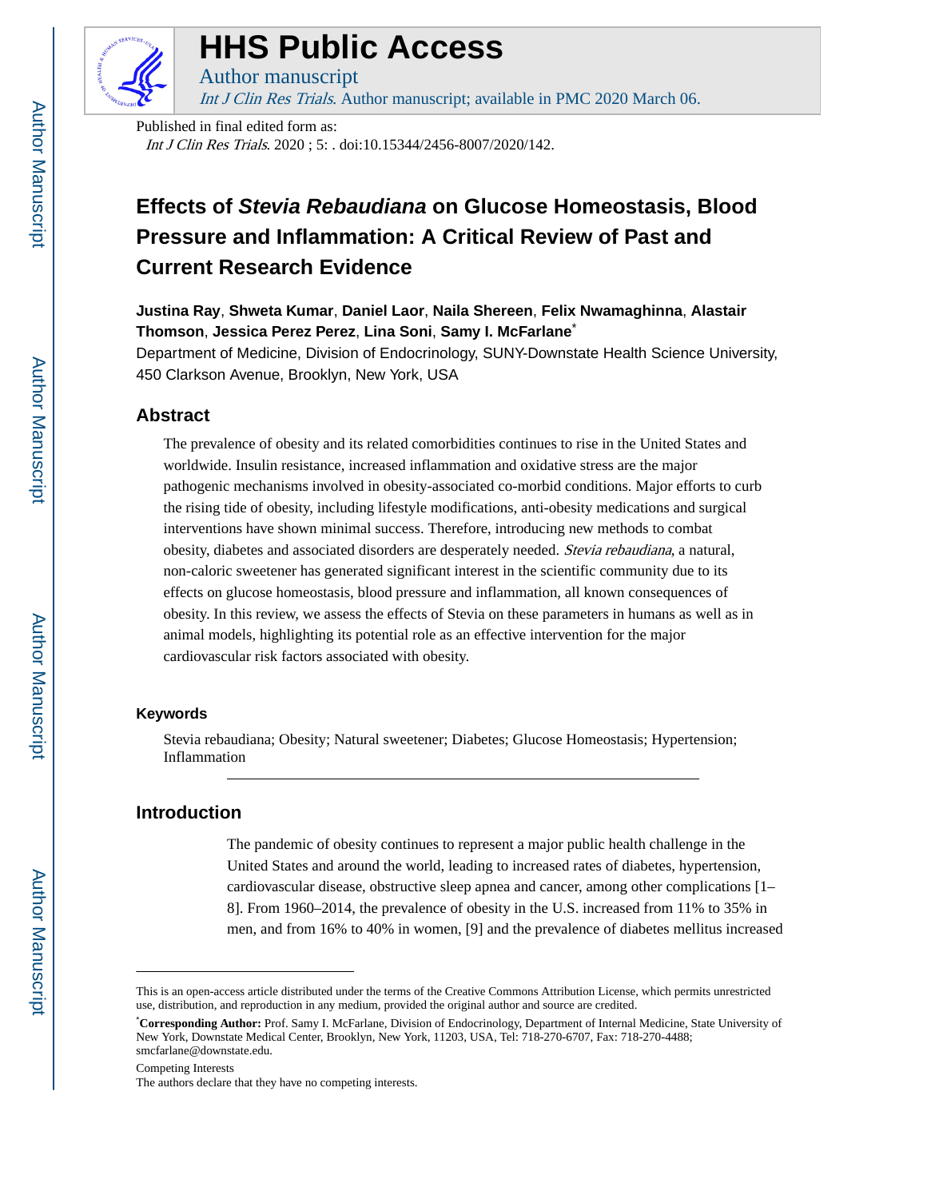# HHS Public Access

Author manuscript

*Int J Clin Res Trials*. Author manuscript; available in PMC 2020 March 06.

Published in final edited form as:

*Int J Clin Res Trials*. 2020 ; 5: . doi:10.15344/2456-8007/2020/142.

# Effects of *Stevia Rebaudiana* on Glucose Homeostasis, Blood Pressure and Inflammation: A Critical Review of Past and Current Research Evidence

**Justina Ray**, **Shweta Kumar**, **Daniel Laor**, **Naila Shereen**, **Felix Nwamaghinna**, **Alastair Thomson**, **Jessica Perez Perez**, **Lina Soni**, **Samy I. McFarlane**[*]

Department of Medicine, Division of Endocrinology, SUNY-Downstate Health Science University, 450 Clarkson Avenue, Brooklyn, New York, USA

## Abstract

The prevalence of obesity and its related comorbidities continues to rise in the United States and worldwide. Insulin resistance, increased inflammation and oxidative stress are the major pathogenic mechanisms involved in obesity-associated co-morbid conditions. Major efforts to curb the rising tide of obesity, including lifestyle modifications, anti-obesity medications and surgical interventions have shown minimal success. Therefore, introducing new methods to combat obesity, diabetes and associated disorders are desperately needed. *Stevia rebaudiana*, a natural, non-caloric sweetener has generated significant interest in the scientific community due to its effects on glucose homeostasis, blood pressure and inflammation, all known consequences of obesity. In this review, we assess the effects of Stevia on these parameters in humans as well as in animal models, highlighting its potential role as an effective intervention for the major cardiovascular risk factors associated with obesity.

### Keywords

Stevia rebaudiana; Obesity; Natural sweetener; Diabetes; Glucose Homeostasis; Hypertension; Inflammation

## Introduction

The pandemic of obesity continues to represent a major public health challenge in the United States and around the world, leading to increased rates of diabetes, hypertension, cardiovascular disease, obstructive sleep apnea and cancer, among other complications [1–8]. From 1960–2014, the prevalence of obesity in the U.S. increased from 11% to 35% in men, and from 16% to 40% in women, [9] and the prevalence of diabetes mellitus increased

---

This is an open-access article distributed under the terms of the Creative Commons Attribution License, which permits unrestricted use, distribution, and reproduction in any medium, provided the original author and source are credited.

[*]**Corresponding Author:** Prof. Samy I. McFarlane, Division of Endocrinology, Department of Internal Medicine, State University of New York, Downstate Medical Center, Brooklyn, New York, 11203, USA, Tel: 718-270-6707, Fax: 718-270-4488; smcfarlane@downstate.edu.

Competing Interests

The authors declare that they have no competing interests.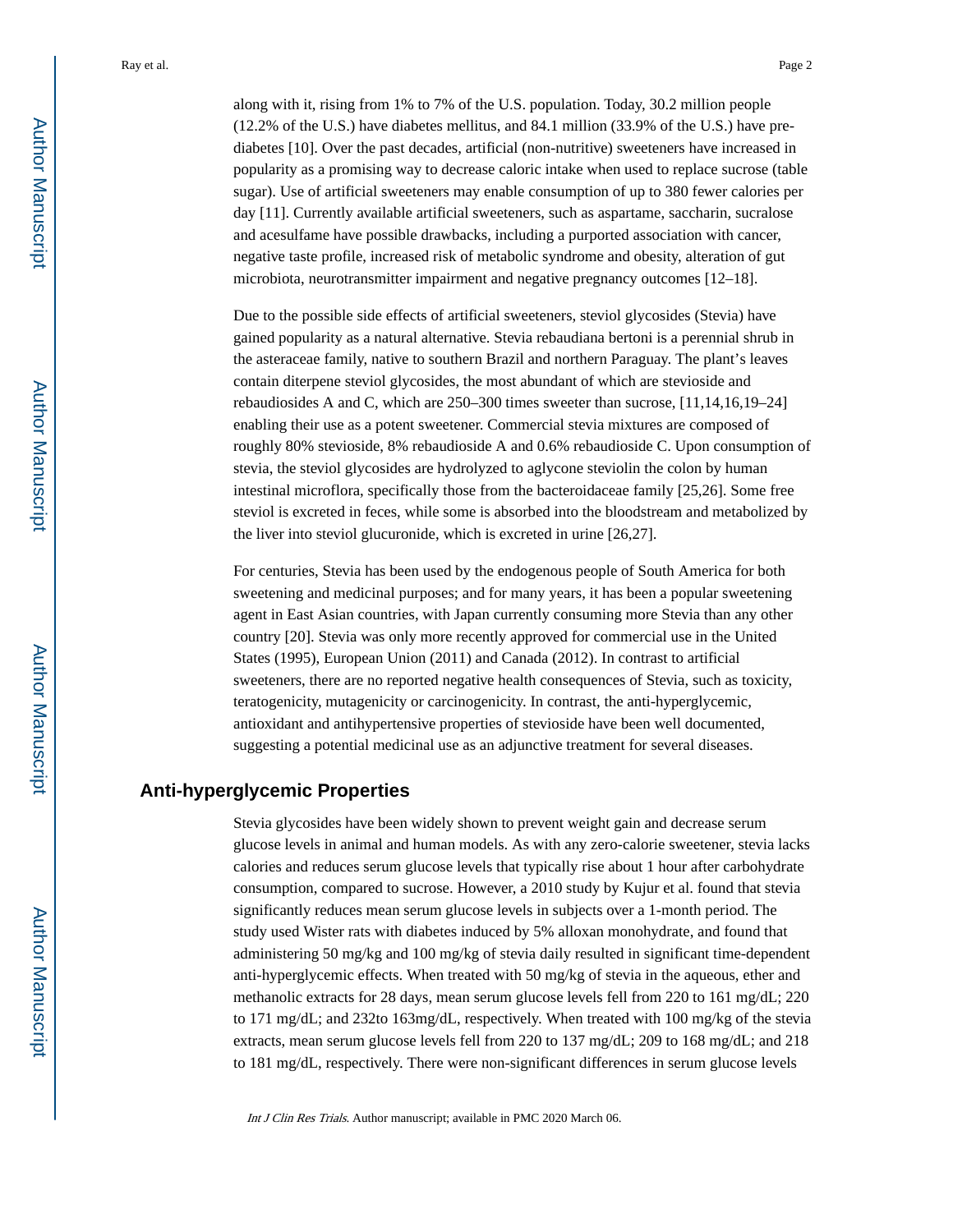along with it, rising from 1% to 7% of the U.S. population. Today, 30.2 million people (12.2% of the U.S.) have diabetes mellitus, and 84.1 million (33.9% of the U.S.) have pre-diabetes [10]. Over the past decades, artificial (non-nutritive) sweeteners have increased in popularity as a promising way to decrease caloric intake when used to replace sucrose (table sugar). Use of artificial sweeteners may enable consumption of up to 380 fewer calories per day [11]. Currently available artificial sweeteners, such as aspartame, saccharin, sucralose and acesulfame have possible drawbacks, including a purported association with cancer, negative taste profile, increased risk of metabolic syndrome and obesity, alteration of gut microbiota, neurotransmitter impairment and negative pregnancy outcomes [12–18].

Due to the possible side effects of artificial sweeteners, steviol glycosides (Stevia) have gained popularity as a natural alternative. Stevia rebaudiana bertoni is a perennial shrub in the asteraceae family, native to southern Brazil and northern Paraguay. The plant's leaves contain diterpene steviol glycosides, the most abundant of which are stevioside and rebaudiosides A and C, which are 250–300 times sweeter than sucrose, [11,14,16,19–24] enabling their use as a potent sweetener. Commercial stevia mixtures are composed of roughly 80% stevioside, 8% rebaudioside A and 0.6% rebaudioside C. Upon consumption of stevia, the steviol glycosides are hydrolyzed to aglycone steviolin the colon by human intestinal microflora, specifically those from the bacteroidaceae family [25,26]. Some free steviol is excreted in feces, while some is absorbed into the bloodstream and metabolized by the liver into steviol glucuronide, which is excreted in urine [26,27].

For centuries, Stevia has been used by the endogenous people of South America for both sweetening and medicinal purposes; and for many years, it has been a popular sweetening agent in East Asian countries, with Japan currently consuming more Stevia than any other country [20]. Stevia was only more recently approved for commercial use in the United States (1995), European Union (2011) and Canada (2012). In contrast to artificial sweeteners, there are no reported negative health consequences of Stevia, such as toxicity, teratogenicity, mutagenicity or carcinogenicity. In contrast, the anti-hyperglycemic, antioxidant and antihypertensive properties of stevioside have been well documented, suggesting a potential medicinal use as an adjunctive treatment for several diseases.

## Anti-hyperglycemic Properties

Stevia glycosides have been widely shown to prevent weight gain and decrease serum glucose levels in animal and human models. As with any zero-calorie sweetener, stevia lacks calories and reduces serum glucose levels that typically rise about 1 hour after carbohydrate consumption, compared to sucrose. However, a 2010 study by Kujur et al. found that stevia significantly reduces mean serum glucose levels in subjects over a 1-month period. The study used Wister rats with diabetes induced by 5% alloxan monohydrate, and found that administering 50 mg/kg and 100 mg/kg of stevia daily resulted in significant time-dependent anti-hyperglycemic effects. When treated with 50 mg/kg of stevia in the aqueous, ether and methanolic extracts for 28 days, mean serum glucose levels fell from 220 to 161 mg/dL; 220 to 171 mg/dL; and 232to 163mg/dL, respectively. When treated with 100 mg/kg of the stevia extracts, mean serum glucose levels fell from 220 to 137 mg/dL; 209 to 168 mg/dL; and 218 to 181 mg/dL, respectively. There were non-significant differences in serum glucose levels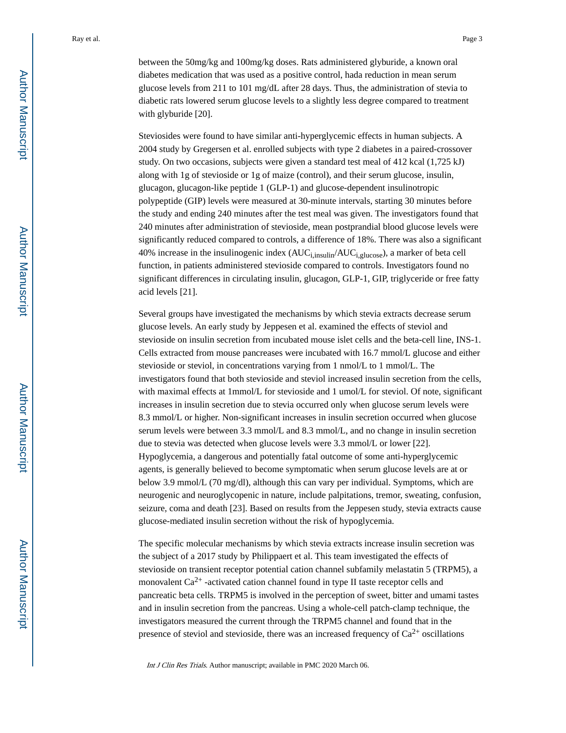between the 50mg/kg and 100mg/kg doses. Rats administered glyburide, a known oral diabetes medication that was used as a positive control, hada reduction in mean serum glucose levels from 211 to 101 mg/dL after 28 days. Thus, the administration of stevia to diabetic rats lowered serum glucose levels to a slightly less degree compared to treatment with glyburide [20].

Steviosides were found to have similar anti-hyperglycemic effects in human subjects. A 2004 study by Gregersen et al. enrolled subjects with type 2 diabetes in a paired-crossover study. On two occasions, subjects were given a standard test meal of 412 kcal (1,725 kJ) along with 1g of stevioside or 1g of maize (control), and their serum glucose, insulin, glucagon, glucagon-like peptide 1 (GLP-1) and glucose-dependent insulinotropic polypeptide (GIP) levels were measured at 30-minute intervals, starting 30 minutes before the study and ending 240 minutes after the test meal was given. The investigators found that 240 minutes after administration of stevioside, mean postprandial blood glucose levels were significantly reduced compared to controls, a difference of 18%. There was also a significant 40% increase in the insulinogenic index ($AUC_{i,insulin}/AUC_{i,glucose}$), a marker of beta cell function, in patients administered stevioside compared to controls. Investigators found no significant differences in circulating insulin, glucagon, GLP-1, GIP, triglyceride or free fatty acid levels [21].

Several groups have investigated the mechanisms by which stevia extracts decrease serum glucose levels. An early study by Jeppesen et al. examined the effects of steviol and stevioside on insulin secretion from incubated mouse islet cells and the beta-cell line, INS-1. Cells extracted from mouse pancreases were incubated with 16.7 mmol/L glucose and either stevioside or steviol, in concentrations varying from 1 nmol/L to 1 mmol/L. The investigators found that both stevioside and steviol increased insulin secretion from the cells, with maximal effects at 1mmol/L for stevioside and 1 umol/L for steviol. Of note, significant increases in insulin secretion due to stevia occurred only when glucose serum levels were 8.3 mmol/L or higher. Non-significant increases in insulin secretion occurred when glucose serum levels were between 3.3 mmol/L and 8.3 mmol/L, and no change in insulin secretion due to stevia was detected when glucose levels were 3.3 mmol/L or lower [22]. Hypoglycemia, a dangerous and potentially fatal outcome of some anti-hyperglycemic agents, is generally believed to become symptomatic when serum glucose levels are at or below 3.9 mmol/L (70 mg/dl), although this can vary per individual. Symptoms, which are neurogenic and neuroglycopenic in nature, include palpitations, tremor, sweating, confusion, seizure, coma and death [23]. Based on results from the Jeppesen study, stevia extracts cause glucose-mediated insulin secretion without the risk of hypoglycemia.

The specific molecular mechanisms by which stevia extracts increase insulin secretion was the subject of a 2017 study by Philippaert et al. This team investigated the effects of stevioside on transient receptor potential cation channel subfamily melastatin 5 (TRPM5), a monovalent $Ca^{2+}$ -activated cation channel found in type II taste receptor cells and pancreatic beta cells. TRPM5 is involved in the perception of sweet, bitter and umami tastes and in insulin secretion from the pancreas. Using a whole-cell patch-clamp technique, the investigators measured the current through the TRPM5 channel and found that in the presence of steviol and stevioside, there was an increased frequency of $Ca^{2+}$ oscillations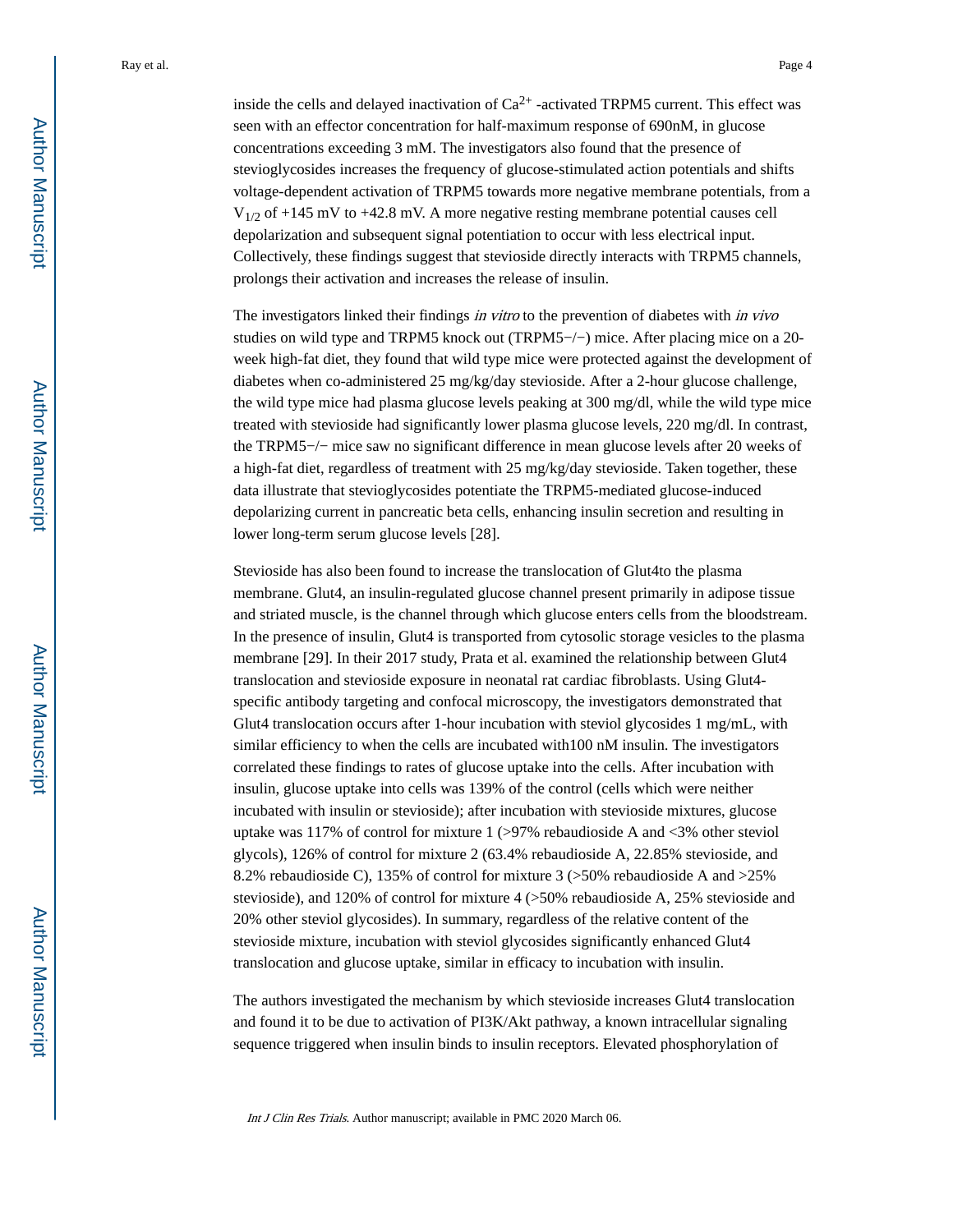inside the cells and delayed inactivation of $Ca^{2+}$ -activated TRPM5 current. This effect was seen with an effector concentration for half-maximum response of 690nM, in glucose concentrations exceeding 3 mM. The investigators also found that the presence of stevioglycosides increases the frequency of glucose-stimulated action potentials and shifts voltage-dependent activation of TRPM5 towards more negative membrane potentials, from a $V_{1/2}$ of +145 mV to +42.8 mV. A more negative resting membrane potential causes cell depolarization and subsequent signal potentiation to occur with less electrical input. Collectively, these findings suggest that stevioside directly interacts with TRPM5 channels, prolongs their activation and increases the release of insulin.

The investigators linked their findings *in vitro* to the prevention of diabetes with *in vivo* studies on wild type and TRPM5 knock out (TRPM5−/−) mice. After placing mice on a 20-week high-fat diet, they found that wild type mice were protected against the development of diabetes when co-administered 25 mg/kg/day stevioside. After a 2-hour glucose challenge, the wild type mice had plasma glucose levels peaking at 300 mg/dl, while the wild type mice treated with stevioside had significantly lower plasma glucose levels, 220 mg/dl. In contrast, the TRPM5−/− mice saw no significant difference in mean glucose levels after 20 weeks of a high-fat diet, regardless of treatment with 25 mg/kg/day stevioside. Taken together, these data illustrate that stevioglycosides potentiate the TRPM5-mediated glucose-induced depolarizing current in pancreatic beta cells, enhancing insulin secretion and resulting in lower long-term serum glucose levels [28].

Stevioside has also been found to increase the translocation of Glut4to the plasma membrane. Glut4, an insulin-regulated glucose channel present primarily in adipose tissue and striated muscle, is the channel through which glucose enters cells from the bloodstream. In the presence of insulin, Glut4 is transported from cytosolic storage vesicles to the plasma membrane [29]. In their 2017 study, Prata et al. examined the relationship between Glut4 translocation and stevioside exposure in neonatal rat cardiac fibroblasts. Using Glut4-specific antibody targeting and confocal microscopy, the investigators demonstrated that Glut4 translocation occurs after 1-hour incubation with steviol glycosides 1 mg/mL, with similar efficiency to when the cells are incubated with100 nM insulin. The investigators correlated these findings to rates of glucose uptake into the cells. After incubation with insulin, glucose uptake into cells was 139% of the control (cells which were neither incubated with insulin or stevioside); after incubation with stevioside mixtures, glucose uptake was 117% of control for mixture 1 (>97% rebaudioside A and <3% other steviol glycols), 126% of control for mixture 2 (63.4% rebaudioside A, 22.85% stevioside, and 8.2% rebaudioside C), 135% of control for mixture 3 (>50% rebaudioside A and >25% stevioside), and 120% of control for mixture 4 (>50% rebaudioside A, 25% stevioside and 20% other steviol glycosides). In summary, regardless of the relative content of the stevioside mixture, incubation with steviol glycosides significantly enhanced Glut4 translocation and glucose uptake, similar in efficacy to incubation with insulin.

The authors investigated the mechanism by which stevioside increases Glut4 translocation and found it to be due to activation of PI3K/Akt pathway, a known intracellular signaling sequence triggered when insulin binds to insulin receptors. Elevated phosphorylation of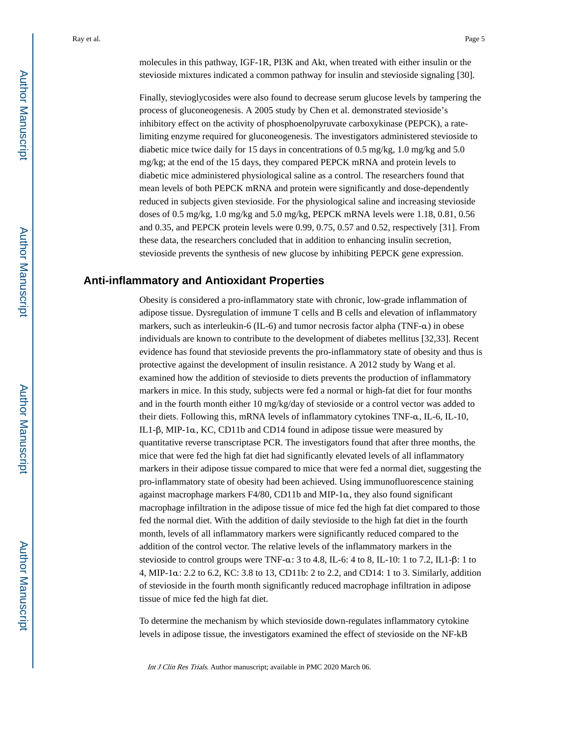molecules in this pathway, IGF-1R, PI3K and Akt, when treated with either insulin or the stevioside mixtures indicated a common pathway for insulin and stevioside signaling [30].

Finally, stevioglycosides were also found to decrease serum glucose levels by tampering the process of gluconeogenesis. A 2005 study by Chen et al. demonstrated stevioside's inhibitory effect on the activity of phosphoenolpyruvate carboxykinase (PEPCK), a rate-limiting enzyme required for gluconeogenesis. The investigators administered stevioside to diabetic mice twice daily for 15 days in concentrations of 0.5 mg/kg, 1.0 mg/kg and 5.0 mg/kg; at the end of the 15 days, they compared PEPCK mRNA and protein levels to diabetic mice administered physiological saline as a control. The researchers found that mean levels of both PEPCK mRNA and protein were significantly and dose-dependently reduced in subjects given stevioside. For the physiological saline and increasing stevioside doses of 0.5 mg/kg, 1.0 mg/kg and 5.0 mg/kg, PEPCK mRNA levels were 1.18, 0.81, 0.56 and 0.35, and PEPCK protein levels were 0.99, 0.75, 0.57 and 0.52, respectively [31]. From these data, the researchers concluded that in addition to enhancing insulin secretion, stevioside prevents the synthesis of new glucose by inhibiting PEPCK gene expression.

## Anti-inflammatory and Antioxidant Properties

Obesity is considered a pro-inflammatory state with chronic, low-grade inflammation of adipose tissue. Dysregulation of immune T cells and B cells and elevation of inflammatory markers, such as interleukin-6 (IL-6) and tumor necrosis factor alpha (TNF-α) in obese individuals are known to contribute to the development of diabetes mellitus [32,33]. Recent evidence has found that stevioside prevents the pro-inflammatory state of obesity and thus is protective against the development of insulin resistance. A 2012 study by Wang et al. examined how the addition of stevioside to diets prevents the production of inflammatory markers in mice. In this study, subjects were fed a normal or high-fat diet for four months and in the fourth month either 10 mg/kg/day of stevioside or a control vector was added to their diets. Following this, mRNA levels of inflammatory cytokines TNF-α, IL-6, IL-10, IL1-β, MIP-1α, KC, CD11b and CD14 found in adipose tissue were measured by quantitative reverse transcriptase PCR. The investigators found that after three months, the mice that were fed the high fat diet had significantly elevated levels of all inflammatory markers in their adipose tissue compared to mice that were fed a normal diet, suggesting the pro-inflammatory state of obesity had been achieved. Using immunofluorescence staining against macrophage markers F4/80, CD11b and MIP-1α, they also found significant macrophage infiltration in the adipose tissue of mice fed the high fat diet compared to those fed the normal diet. With the addition of daily stevioside to the high fat diet in the fourth month, levels of all inflammatory markers were significantly reduced compared to the addition of the control vector. The relative levels of the inflammatory markers in the stevioside to control groups were TNF-α: 3 to 4.8, IL-6: 4 to 8, IL-10: 1 to 7.2, IL1-β: 1 to 4, MIP-1α: 2.2 to 6.2, KC: 3.8 to 13, CD11b: 2 to 2.2, and CD14: 1 to 3. Similarly, addition of stevioside in the fourth month significantly reduced macrophage infiltration in adipose tissue of mice fed the high fat diet.

To determine the mechanism by which stevioside down-regulates inflammatory cytokine levels in adipose tissue, the investigators examined the effect of stevioside on the NF-kB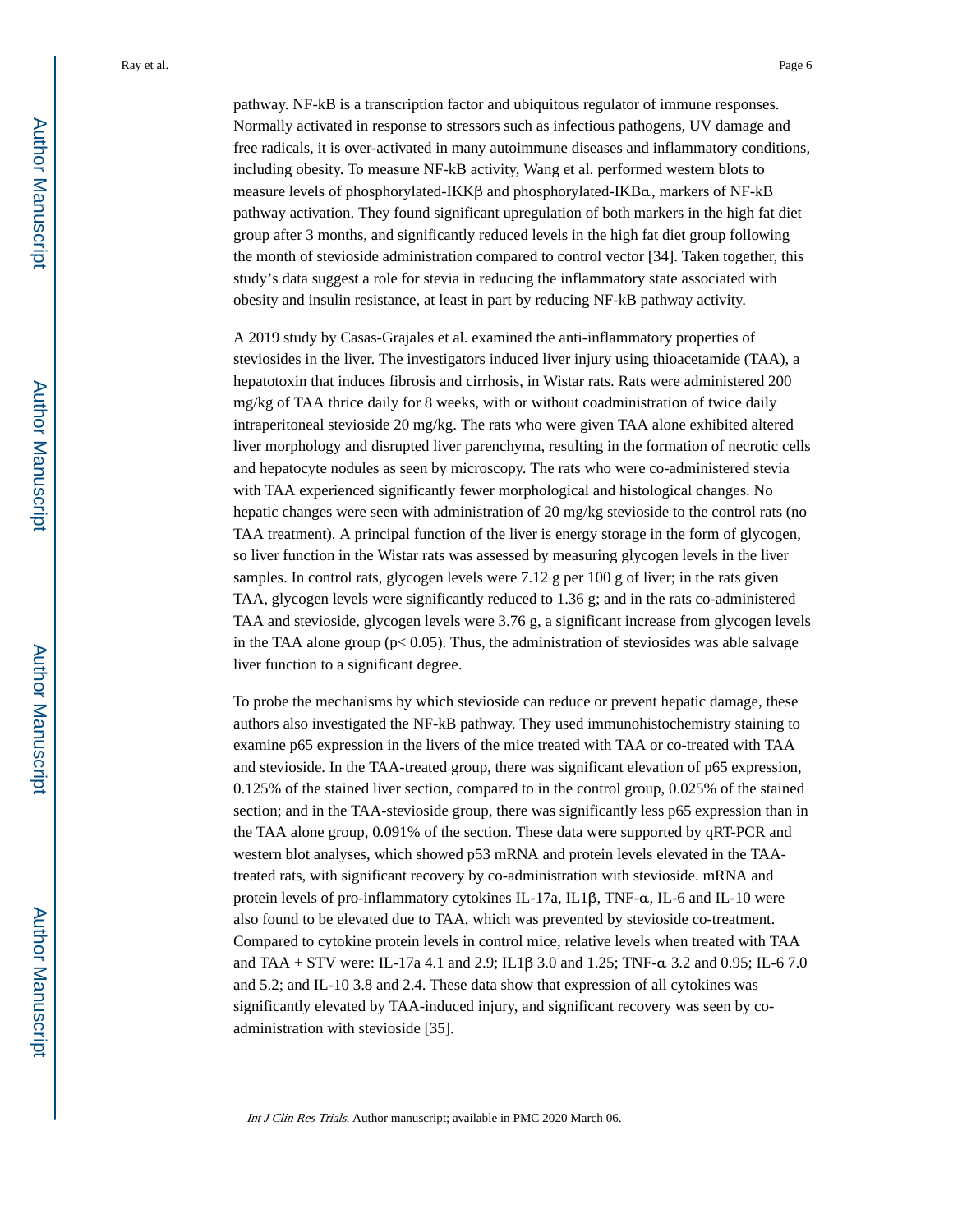pathway. NF-kB is a transcription factor and ubiquitous regulator of immune responses. Normally activated in response to stressors such as infectious pathogens, UV damage and free radicals, it is over-activated in many autoimmune diseases and inflammatory conditions, including obesity. To measure NF-kB activity, Wang et al. performed western blots to measure levels of phosphorylated-IKKβ and phosphorylated-IKBα, markers of NF-kB pathway activation. They found significant upregulation of both markers in the high fat diet group after 3 months, and significantly reduced levels in the high fat diet group following the month of stevioside administration compared to control vector [34]. Taken together, this study's data suggest a role for stevia in reducing the inflammatory state associated with obesity and insulin resistance, at least in part by reducing NF-kB pathway activity.

A 2019 study by Casas-Grajales et al. examined the anti-inflammatory properties of steviosides in the liver. The investigators induced liver injury using thioacetamide (TAA), a hepatotoxin that induces fibrosis and cirrhosis, in Wistar rats. Rats were administered 200 mg/kg of TAA thrice daily for 8 weeks, with or without coadministration of twice daily intraperitoneal stevioside 20 mg/kg. The rats who were given TAA alone exhibited altered liver morphology and disrupted liver parenchyma, resulting in the formation of necrotic cells and hepatocyte nodules as seen by microscopy. The rats who were co-administered stevia with TAA experienced significantly fewer morphological and histological changes. No hepatic changes were seen with administration of 20 mg/kg stevioside to the control rats (no TAA treatment). A principal function of the liver is energy storage in the form of glycogen, so liver function in the Wistar rats was assessed by measuring glycogen levels in the liver samples. In control rats, glycogen levels were 7.12 g per 100 g of liver; in the rats given TAA, glycogen levels were significantly reduced to 1.36 g; and in the rats co-administered TAA and stevioside, glycogen levels were 3.76 g, a significant increase from glycogen levels in the TAA alone group ($p < 0.05$). Thus, the administration of steviosides was able salvage liver function to a significant degree.

To probe the mechanisms by which stevioside can reduce or prevent hepatic damage, these authors also investigated the NF-kB pathway. They used immunohistochemistry staining to examine p65 expression in the livers of the mice treated with TAA or co-treated with TAA and stevioside. In the TAA-treated group, there was significant elevation of p65 expression, 0.125% of the stained liver section, compared to in the control group, 0.025% of the stained section; and in the TAA-stevioside group, there was significantly less p65 expression than in the TAA alone group, 0.091% of the section. These data were supported by qRT-PCR and western blot analyses, which showed p53 mRNA and protein levels elevated in the TAA-treated rats, with significant recovery by co-administration with stevioside. mRNA and protein levels of pro-inflammatory cytokines IL-17a, IL1β, TNF-α, IL-6 and IL-10 were also found to be elevated due to TAA, which was prevented by stevioside co-treatment. Compared to cytokine protein levels in control mice, relative levels when treated with TAA and TAA + STV were: IL-17a 4.1 and 2.9; IL1β 3.0 and 1.25; TNF-α 3.2 and 0.95; IL-6 7.0 and 5.2; and IL-10 3.8 and 2.4. These data show that expression of all cytokines was significantly elevated by TAA-induced injury, and significant recovery was seen by co-administration with stevioside [35].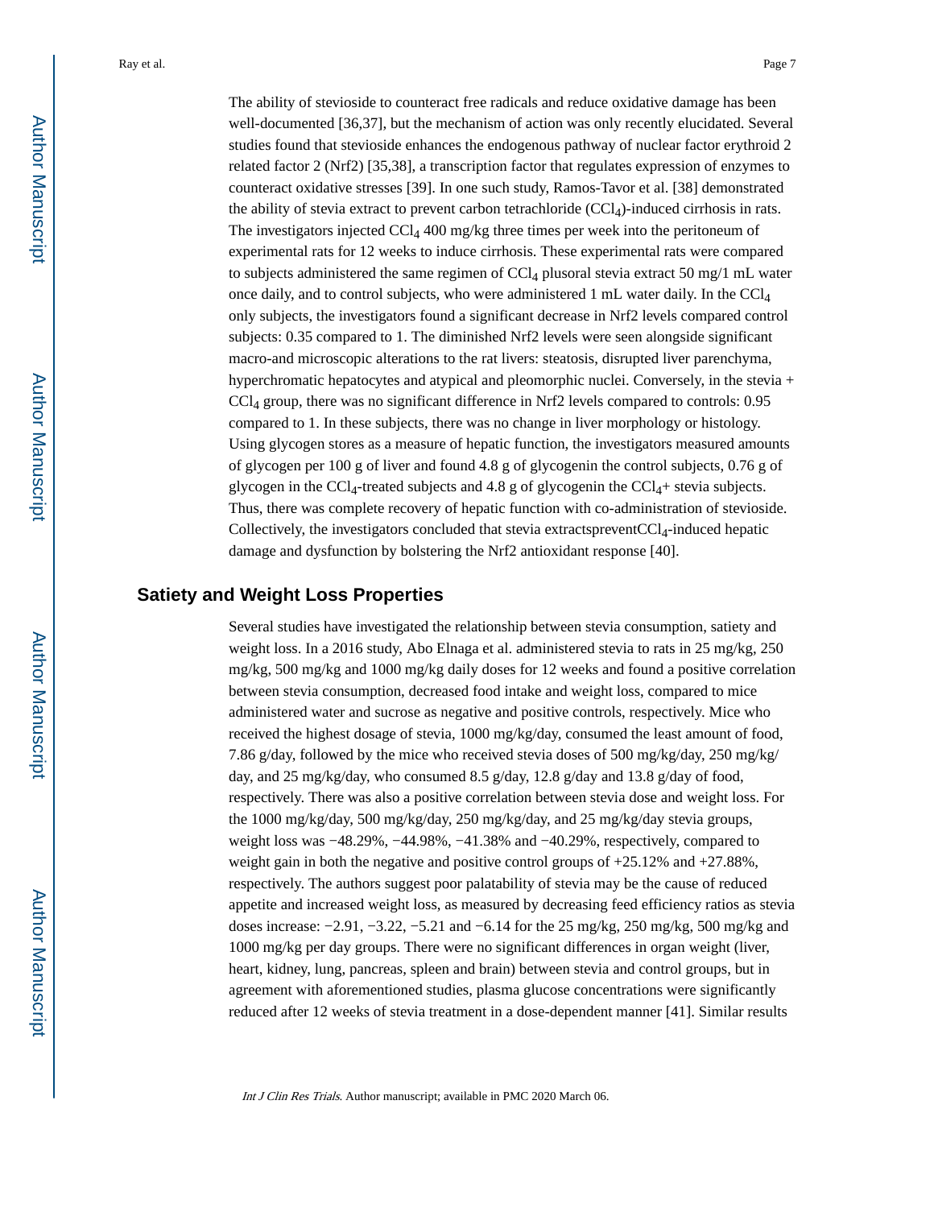The ability of stevioside to counteract free radicals and reduce oxidative damage has been well-documented [36,37], but the mechanism of action was only recently elucidated. Several studies found that stevioside enhances the endogenous pathway of nuclear factor erythroid 2 related factor 2 (Nrf2) [35,38], a transcription factor that regulates expression of enzymes to counteract oxidative stresses [39]. In one such study, Ramos-Tavor et al. [38] demonstrated the ability of stevia extract to prevent carbon tetrachloride ($CCl_4$)-induced cirrhosis in rats. The investigators injected $CCl_4$ 400 mg/kg three times per week into the peritoneum of experimental rats for 12 weeks to induce cirrhosis. These experimental rats were compared to subjects administered the same regimen of $CCl_4$ plusoral stevia extract 50 mg/1 mL water once daily, and to control subjects, who were administered 1 mL water daily. In the $CCl_4$ only subjects, the investigators found a significant decrease in Nrf2 levels compared control subjects: 0.35 compared to 1. The diminished Nrf2 levels were seen alongside significant macro-and microscopic alterations to the rat livers: steatosis, disrupted liver parenchyma, hyperchromatic hepatocytes and atypical and pleomorphic nuclei. Conversely, in the stevia + $CCl_4$ group, there was no significant difference in Nrf2 levels compared to controls: 0.95 compared to 1. In these subjects, there was no change in liver morphology or histology. Using glycogen stores as a measure of hepatic function, the investigators measured amounts of glycogen per 100 g of liver and found 4.8 g of glycogenin the control subjects, 0.76 g of glycogen in the $CCl_4$-treated subjects and 4.8 g of glycogenin the $CCl_4$+ stevia subjects. Thus, there was complete recovery of hepatic function with co-administration of stevioside. Collectively, the investigators concluded that stevia extractspreventCC$l_4$-induced hepatic damage and dysfunction by bolstering the Nrf2 antioxidant response [40].

## Satiety and Weight Loss Properties

Several studies have investigated the relationship between stevia consumption, satiety and weight loss. In a 2016 study, Abo Elnaga et al. administered stevia to rats in 25 mg/kg, 250 mg/kg, 500 mg/kg and 1000 mg/kg daily doses for 12 weeks and found a positive correlation between stevia consumption, decreased food intake and weight loss, compared to mice administered water and sucrose as negative and positive controls, respectively. Mice who received the highest dosage of stevia, 1000 mg/kg/day, consumed the least amount of food, 7.86 g/day, followed by the mice who received stevia doses of 500 mg/kg/day, 250 mg/kg/day, and 25 mg/kg/day, who consumed 8.5 g/day, 12.8 g/day and 13.8 g/day of food, respectively. There was also a positive correlation between stevia dose and weight loss. For the 1000 mg/kg/day, 500 mg/kg/day, 250 mg/kg/day, and 25 mg/kg/day stevia groups, weight loss was −48.29%, −44.98%, −41.38% and −40.29%, respectively, compared to weight gain in both the negative and positive control groups of +25.12% and +27.88%, respectively. The authors suggest poor palatability of stevia may be the cause of reduced appetite and increased weight loss, as measured by decreasing feed efficiency ratios as stevia doses increase: −2.91, −3.22, −5.21 and −6.14 for the 25 mg/kg, 250 mg/kg, 500 mg/kg and 1000 mg/kg per day groups. There were no significant differences in organ weight (liver, heart, kidney, lung, pancreas, spleen and brain) between stevia and control groups, but in agreement with aforementioned studies, plasma glucose concentrations were significantly reduced after 12 weeks of stevia treatment in a dose-dependent manner [41]. Similar results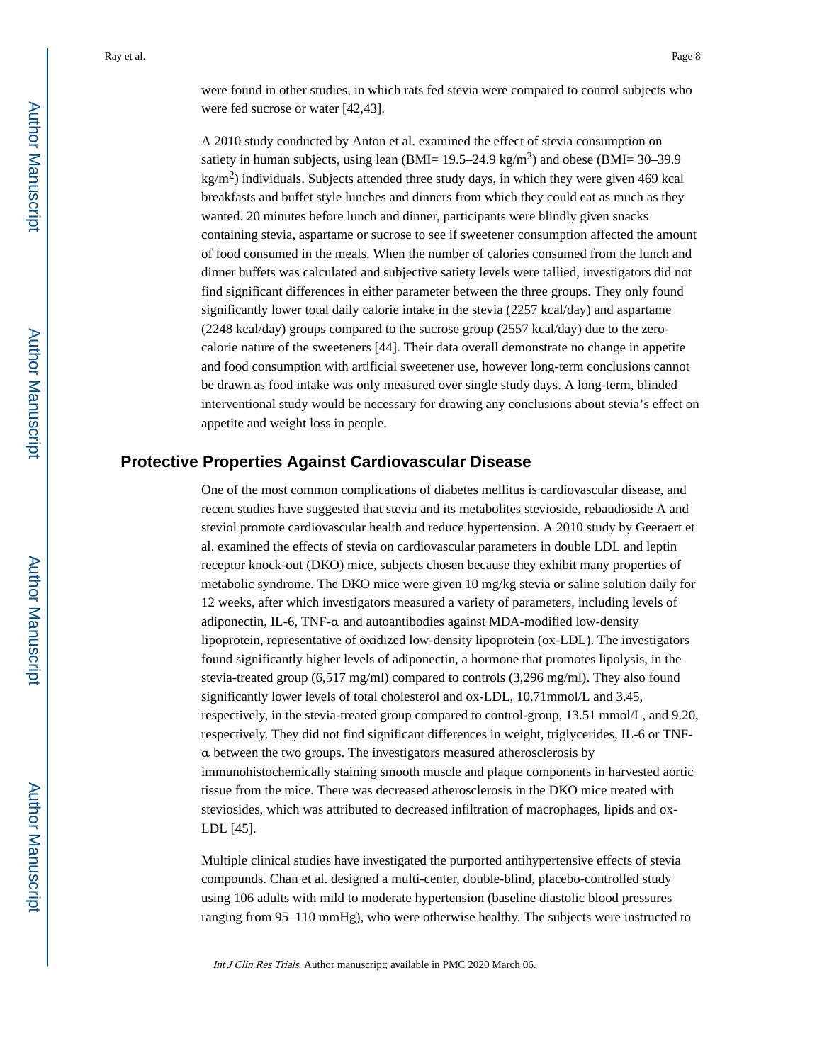were found in other studies, in which rats fed stevia were compared to control subjects who were fed sucrose or water [42,43].

A 2010 study conducted by Anton et al. examined the effect of stevia consumption on satiety in human subjects, using lean (BMI= 19.5–24.9 kg/$m^2$) and obese (BMI= 30–39.9 kg/$m^2$) individuals. Subjects attended three study days, in which they were given 469 kcal breakfasts and buffet style lunches and dinners from which they could eat as much as they wanted. 20 minutes before lunch and dinner, participants were blindly given snacks containing stevia, aspartame or sucrose to see if sweetener consumption affected the amount of food consumed in the meals. When the number of calories consumed from the lunch and dinner buffets was calculated and subjective satiety levels were tallied, investigators did not find significant differences in either parameter between the three groups. They only found significantly lower total daily calorie intake in the stevia (2257 kcal/day) and aspartame (2248 kcal/day) groups compared to the sucrose group (2557 kcal/day) due to the zero-calorie nature of the sweeteners [44]. Their data overall demonstrate no change in appetite and food consumption with artificial sweetener use, however long-term conclusions cannot be drawn as food intake was only measured over single study days. A long-term, blinded interventional study would be necessary for drawing any conclusions about stevia's effect on appetite and weight loss in people.

## Protective Properties Against Cardiovascular Disease

One of the most common complications of diabetes mellitus is cardiovascular disease, and recent studies have suggested that stevia and its metabolites stevioside, rebaudioside A and steviol promote cardiovascular health and reduce hypertension. A 2010 study by Geeraert et al. examined the effects of stevia on cardiovascular parameters in double LDL and leptin receptor knock-out (DKO) mice, subjects chosen because they exhibit many properties of metabolic syndrome. The DKO mice were given 10 mg/kg stevia or saline solution daily for 12 weeks, after which investigators measured a variety of parameters, including levels of adiponectin, IL-6, TNF-α and autoantibodies against MDA-modified low-density lipoprotein, representative of oxidized low-density lipoprotein (ox-LDL). The investigators found significantly higher levels of adiponectin, a hormone that promotes lipolysis, in the stevia-treated group (6,517 mg/ml) compared to controls (3,296 mg/ml). They also found significantly lower levels of total cholesterol and ox-LDL, 10.71mmol/L and 3.45, respectively, in the stevia-treated group compared to control-group, 13.51 mmol/L, and 9.20, respectively. They did not find significant differences in weight, triglycerides, IL-6 or TNF-α between the two groups. The investigators measured atherosclerosis by immunohistochemically staining smooth muscle and plaque components in harvested aortic tissue from the mice. There was decreased atherosclerosis in the DKO mice treated with steviosides, which was attributed to decreased infiltration of macrophages, lipids and ox-LDL [45].

Multiple clinical studies have investigated the purported antihypertensive effects of stevia compounds. Chan et al. designed a multi-center, double-blind, placebo-controlled study using 106 adults with mild to moderate hypertension (baseline diastolic blood pressures ranging from 95–110 mmHg), who were otherwise healthy. The subjects were instructed to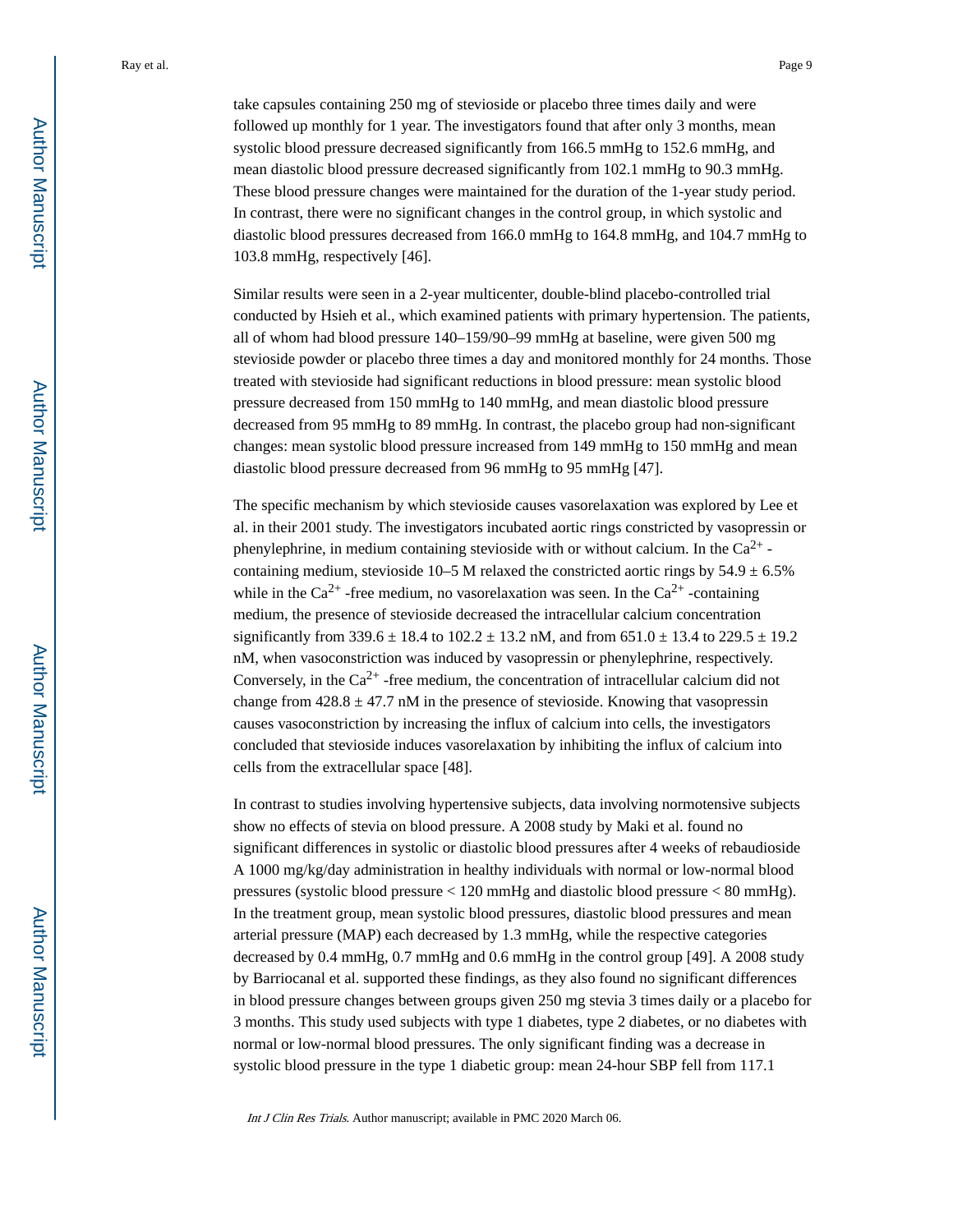take capsules containing 250 mg of stevioside or placebo three times daily and were followed up monthly for 1 year. The investigators found that after only 3 months, mean systolic blood pressure decreased significantly from 166.5 mmHg to 152.6 mmHg, and mean diastolic blood pressure decreased significantly from 102.1 mmHg to 90.3 mmHg. These blood pressure changes were maintained for the duration of the 1-year study period. In contrast, there were no significant changes in the control group, in which systolic and diastolic blood pressures decreased from 166.0 mmHg to 164.8 mmHg, and 104.7 mmHg to 103.8 mmHg, respectively [46].

Similar results were seen in a 2-year multicenter, double-blind placebo-controlled trial conducted by Hsieh et al., which examined patients with primary hypertension. The patients, all of whom had blood pressure 140–159/90–99 mmHg at baseline, were given 500 mg stevioside powder or placebo three times a day and monitored monthly for 24 months. Those treated with stevioside had significant reductions in blood pressure: mean systolic blood pressure decreased from 150 mmHg to 140 mmHg, and mean diastolic blood pressure decreased from 95 mmHg to 89 mmHg. In contrast, the placebo group had non-significant changes: mean systolic blood pressure increased from 149 mmHg to 150 mmHg and mean diastolic blood pressure decreased from 96 mmHg to 95 mmHg [47].

The specific mechanism by which stevioside causes vasorelaxation was explored by Lee et al. in their 2001 study. The investigators incubated aortic rings constricted by vasopressin or phenylephrine, in medium containing stevioside with or without calcium. In the $Ca^{2+}$-containing medium, stevioside 10–5 M relaxed the constricted aortic rings by 54.9 ± 6.5% while in the $Ca^{2+}$-free medium, no vasorelaxation was seen. In the $Ca^{2+}$-containing medium, the presence of stevioside decreased the intracellular calcium concentration significantly from 339.6 ± 18.4 to 102.2 ± 13.2 nM, and from 651.0 ± 13.4 to 229.5 ± 19.2 nM, when vasoconstriction was induced by vasopressin or phenylephrine, respectively. Conversely, in the $Ca^{2+}$-free medium, the concentration of intracellular calcium did not change from 428.8 ± 47.7 nM in the presence of stevioside. Knowing that vasopressin causes vasoconstriction by increasing the influx of calcium into cells, the investigators concluded that stevioside induces vasorelaxation by inhibiting the influx of calcium into cells from the extracellular space [48].

In contrast to studies involving hypertensive subjects, data involving normotensive subjects show no effects of stevia on blood pressure. A 2008 study by Maki et al. found no significant differences in systolic or diastolic blood pressures after 4 weeks of rebaudioside A 1000 mg/kg/day administration in healthy individuals with normal or low-normal blood pressures (systolic blood pressure < 120 mmHg and diastolic blood pressure < 80 mmHg). In the treatment group, mean systolic blood pressures, diastolic blood pressures and mean arterial pressure (MAP) each decreased by 1.3 mmHg, while the respective categories decreased by 0.4 mmHg, 0.7 mmHg and 0.6 mmHg in the control group [49]. A 2008 study by Barriocanal et al. supported these findings, as they also found no significant differences in blood pressure changes between groups given 250 mg stevia 3 times daily or a placebo for 3 months. This study used subjects with type 1 diabetes, type 2 diabetes, or no diabetes with normal or low-normal blood pressures. The only significant finding was a decrease in systolic blood pressure in the type 1 diabetic group: mean 24-hour SBP fell from 117.1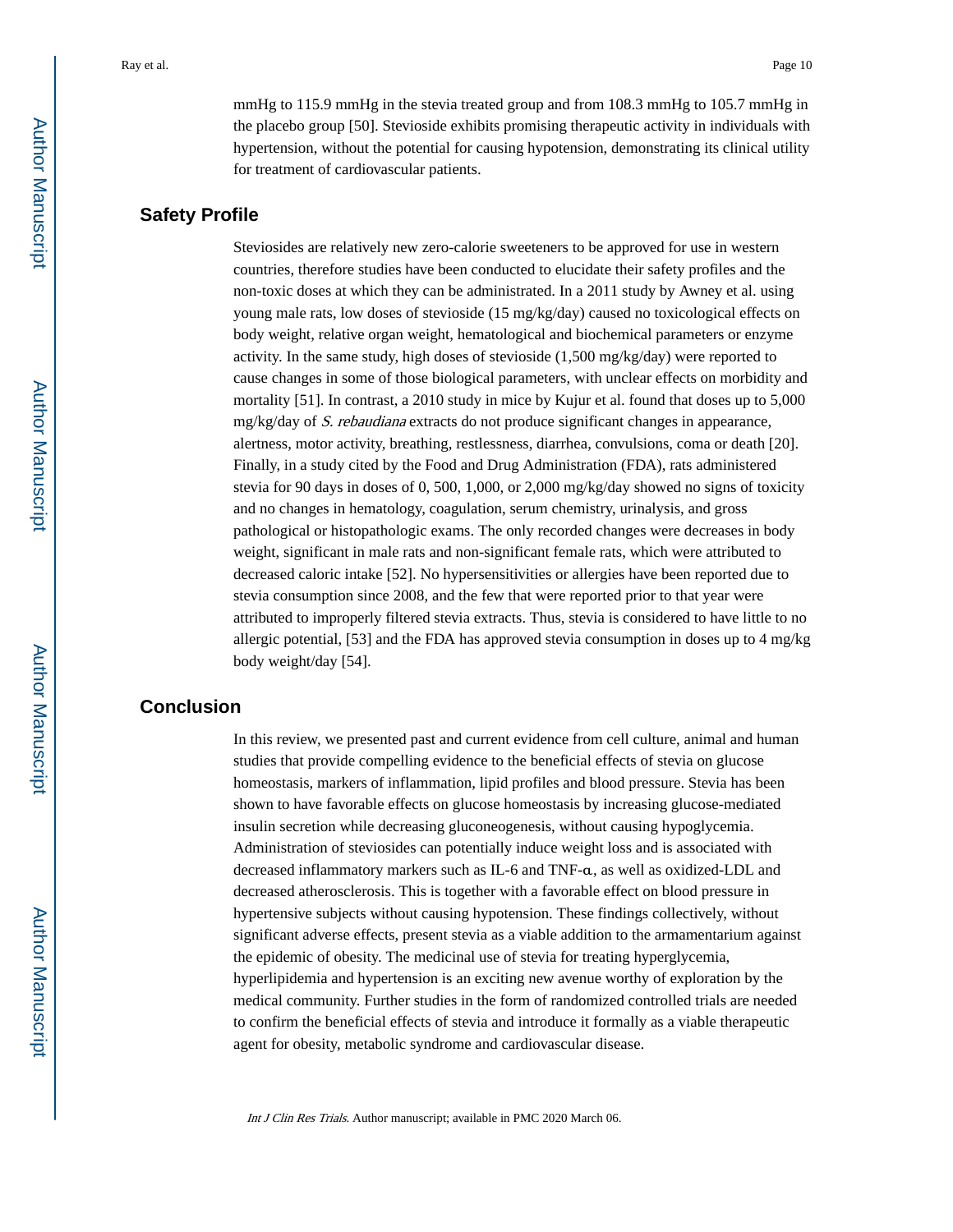mmHg to 115.9 mmHg in the stevia treated group and from 108.3 mmHg to 105.7 mmHg in the placebo group [50]. Stevioside exhibits promising therapeutic activity in individuals with hypertension, without the potential for causing hypotension, demonstrating its clinical utility for treatment of cardiovascular patients.

## Safety Profile

Steviosides are relatively new zero-calorie sweeteners to be approved for use in western countries, therefore studies have been conducted to elucidate their safety profiles and the non-toxic doses at which they can be administrated. In a 2011 study by Awney et al. using young male rats, low doses of stevioside (15 mg/kg/day) caused no toxicological effects on body weight, relative organ weight, hematological and biochemical parameters or enzyme activity. In the same study, high doses of stevioside (1,500 mg/kg/day) were reported to cause changes in some of those biological parameters, with unclear effects on morbidity and mortality [51]. In contrast, a 2010 study in mice by Kujur et al. found that doses up to 5,000 mg/kg/day of *S. rebaudiana* extracts do not produce significant changes in appearance, alertness, motor activity, breathing, restlessness, diarrhea, convulsions, coma or death [20]. Finally, in a study cited by the Food and Drug Administration (FDA), rats administered stevia for 90 days in doses of 0, 500, 1,000, or 2,000 mg/kg/day showed no signs of toxicity and no changes in hematology, coagulation, serum chemistry, urinalysis, and gross pathological or histopathologic exams. The only recorded changes were decreases in body weight, significant in male rats and non-significant female rats, which were attributed to decreased caloric intake [52]. No hypersensitivities or allergies have been reported due to stevia consumption since 2008, and the few that were reported prior to that year were attributed to improperly filtered stevia extracts. Thus, stevia is considered to have little to no allergic potential, [53] and the FDA has approved stevia consumption in doses up to 4 mg/kg body weight/day [54].

## Conclusion

In this review, we presented past and current evidence from cell culture, animal and human studies that provide compelling evidence to the beneficial effects of stevia on glucose homeostasis, markers of inflammation, lipid profiles and blood pressure. Stevia has been shown to have favorable effects on glucose homeostasis by increasing glucose-mediated insulin secretion while decreasing gluconeogenesis, without causing hypoglycemia. Administration of steviosides can potentially induce weight loss and is associated with decreased inflammatory markers such as IL-6 and TNF-α, as well as oxidized-LDL and decreased atherosclerosis. This is together with a favorable effect on blood pressure in hypertensive subjects without causing hypotension. These findings collectively, without significant adverse effects, present stevia as a viable addition to the armamentarium against the epidemic of obesity. The medicinal use of stevia for treating hyperglycemia, hyperlipidemia and hypertension is an exciting new avenue worthy of exploration by the medical community. Further studies in the form of randomized controlled trials are needed to confirm the beneficial effects of stevia and introduce it formally as a viable therapeutic agent for obesity, metabolic syndrome and cardiovascular disease.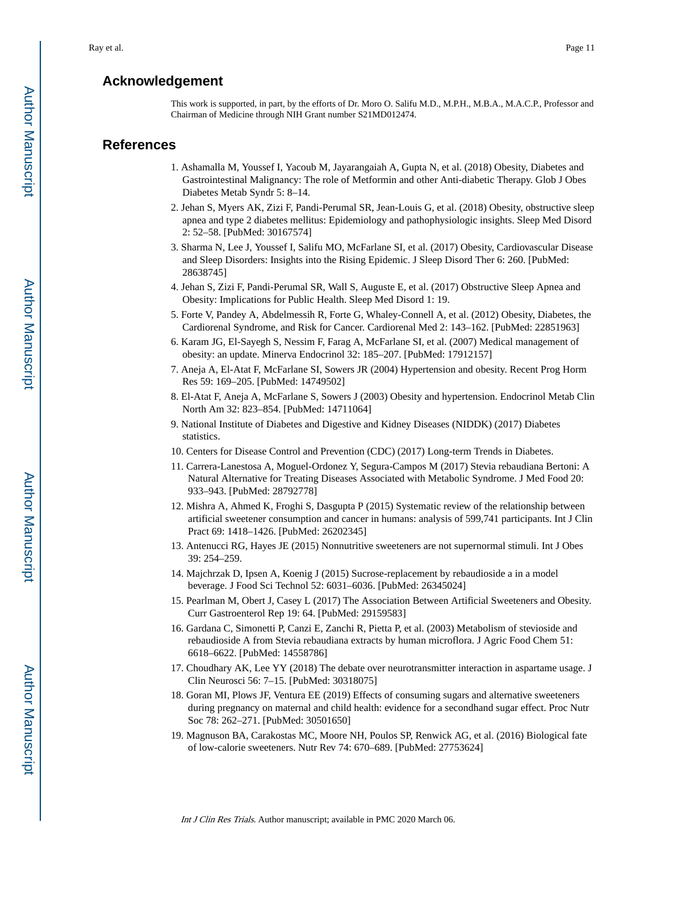## Acknowledgement

This work is supported, in part, by the efforts of Dr. Moro O. Salifu M.D., M.P.H., M.B.A., M.A.C.P., Professor and Chairman of Medicine through NIH Grant number S21MD012474.

## References

1. Ashamalla M, Youssef I, Yacoub M, Jayarangaiah A, Gupta N, et al. (2018) Obesity, Diabetes and Gastrointestinal Malignancy: The role of Metformin and other Anti-diabetic Therapy. Glob J Obes Diabetes Metab Syndr 5: 8–14.
2. Jehan S, Myers AK, Zizi F, Pandi-Perumal SR, Jean-Louis G, et al. (2018) Obesity, obstructive sleep apnea and type 2 diabetes mellitus: Epidemiology and pathophysiologic insights. Sleep Med Disord 2: 52–58. [PubMed: 30167574]
3. Sharma N, Lee J, Youssef I, Salifu MO, McFarlane SI, et al. (2017) Obesity, Cardiovascular Disease and Sleep Disorders: Insights into the Rising Epidemic. J Sleep Disord Ther 6: 260. [PubMed: 28638745]
4. Jehan S, Zizi F, Pandi-Perumal SR, Wall S, Auguste E, et al. (2017) Obstructive Sleep Apnea and Obesity: Implications for Public Health. Sleep Med Disord 1: 19.
5. Forte V, Pandey A, Abdelmessih R, Forte G, Whaley-Connell A, et al. (2012) Obesity, Diabetes, the Cardiorenal Syndrome, and Risk for Cancer. Cardiorenal Med 2: 143–162. [PubMed: 22851963]
6. Karam JG, El-Sayegh S, Nessim F, Farag A, McFarlane SI, et al. (2007) Medical management of obesity: an update. Minerva Endocrinol 32: 185–207. [PubMed: 17912157]
7. Aneja A, El-Atat F, McFarlane SI, Sowers JR (2004) Hypertension and obesity. Recent Prog Horm Res 59: 169–205. [PubMed: 14749502]
8. El-Atat F, Aneja A, McFarlane S, Sowers J (2003) Obesity and hypertension. Endocrinol Metab Clin North Am 32: 823–854. [PubMed: 14711064]
9. National Institute of Diabetes and Digestive and Kidney Diseases (NIDDK) (2017) Diabetes statistics.
10. Centers for Disease Control and Prevention (CDC) (2017) Long-term Trends in Diabetes.
11. Carrera-Lanestosa A, Moguel-Ordonez Y, Segura-Campos M (2017) Stevia rebaudiana Bertoni: A Natural Alternative for Treating Diseases Associated with Metabolic Syndrome. J Med Food 20: 933–943. [PubMed: 28792778]
12. Mishra A, Ahmed K, Froghi S, Dasgupta P (2015) Systematic review of the relationship between artificial sweetener consumption and cancer in humans: analysis of 599,741 participants. Int J Clin Pract 69: 1418–1426. [PubMed: 26202345]
13. Antenucci RG, Hayes JE (2015) Nonnutritive sweeteners are not supernormal stimuli. Int J Obes 39: 254–259.
14. Majchrzak D, Ipsen A, Koenig J (2015) Sucrose-replacement by rebaudioside a in a model beverage. J Food Sci Technol 52: 6031–6036. [PubMed: 26345024]
15. Pearlman M, Obert J, Casey L (2017) The Association Between Artificial Sweeteners and Obesity. Curr Gastroenterol Rep 19: 64. [PubMed: 29159583]
16. Gardana C, Simonetti P, Canzi E, Zanchi R, Pietta P, et al. (2003) Metabolism of stevioside and rebaudioside A from Stevia rebaudiana extracts by human microflora. J Agric Food Chem 51: 6618–6622. [PubMed: 14558786]
17. Choudhary AK, Lee YY (2018) The debate over neurotransmitter interaction in aspartame usage. J Clin Neurosci 56: 7–15. [PubMed: 30318075]
18. Goran MI, Plows JF, Ventura EE (2019) Effects of consuming sugars and alternative sweeteners during pregnancy on maternal and child health: evidence for a secondhand sugar effect. Proc Nutr Soc 78: 262–271. [PubMed: 30501650]
19. Magnuson BA, Carakostas MC, Moore NH, Poulos SP, Renwick AG, et al. (2016) Biological fate of low-calorie sweeteners. Nutr Rev 74: 670–689. [PubMed: 27753624]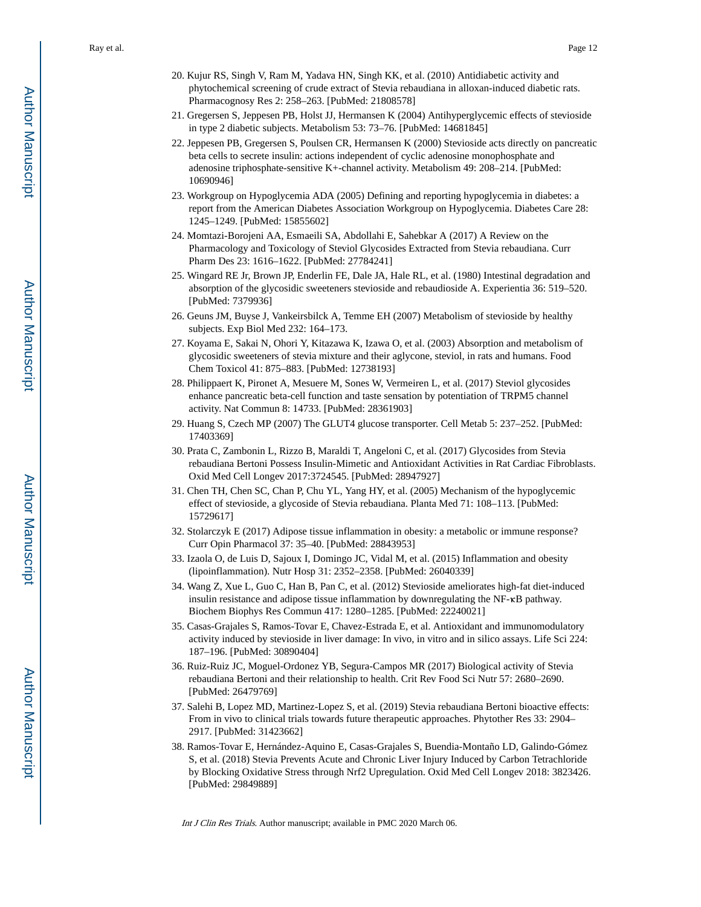20. Kujur RS, Singh V, Ram M, Yadava HN, Singh KK, et al. (2010) Antidiabetic activity and phytochemical screening of crude extract of Stevia rebaudiana in alloxan-induced diabetic rats. Pharmacognosy Res 2: 258–263. [PubMed: 21808578]
21. Gregersen S, Jeppesen PB, Holst JJ, Hermansen K (2004) Antihyperglycemic effects of stevioside in type 2 diabetic subjects. Metabolism 53: 73–76. [PubMed: 14681845]
22. Jeppesen PB, Gregersen S, Poulsen CR, Hermansen K (2000) Stevioside acts directly on pancreatic beta cells to secrete insulin: actions independent of cyclic adenosine monophosphate and adenosine triphosphate-sensitive K+-channel activity. Metabolism 49: 208–214. [PubMed: 10690946]
23. Workgroup on Hypoglycemia ADA (2005) Defining and reporting hypoglycemia in diabetes: a report from the American Diabetes Association Workgroup on Hypoglycemia. Diabetes Care 28: 1245–1249. [PubMed: 15855602]
24. Momtazi-Borojeni AA, Esmaeili SA, Abdollahi E, Sahebkar A (2017) A Review on the Pharmacology and Toxicology of Steviol Glycosides Extracted from Stevia rebaudiana. Curr Pharm Des 23: 1616–1622. [PubMed: 27784241]
25. Wingard RE Jr, Brown JP, Enderlin FE, Dale JA, Hale RL, et al. (1980) Intestinal degradation and absorption of the glycosidic sweeteners stevioside and rebaudioside A. Experientia 36: 519–520. [PubMed: 7379936]
26. Geuns JM, Buyse J, Vankeirsbilck A, Temme EH (2007) Metabolism of stevioside by healthy subjects. Exp Biol Med 232: 164–173.
27. Koyama E, Sakai N, Ohori Y, Kitazawa K, Izawa O, et al. (2003) Absorption and metabolism of glycosidic sweeteners of stevia mixture and their aglycone, steviol, in rats and humans. Food Chem Toxicol 41: 875–883. [PubMed: 12738193]
28. Philippaert K, Pironet A, Mesuere M, Sones W, Vermeiren L, et al. (2017) Steviol glycosides enhance pancreatic beta-cell function and taste sensation by potentiation of TRPM5 channel activity. Nat Commun 8: 14733. [PubMed: 28361903]
29. Huang S, Czech MP (2007) The GLUT4 glucose transporter. Cell Metab 5: 237–252. [PubMed: 17403369]
30. Prata C, Zambonin L, Rizzo B, Maraldi T, Angeloni C, et al. (2017) Glycosides from Stevia rebaudiana Bertoni Possess Insulin-Mimetic and Antioxidant Activities in Rat Cardiac Fibroblasts. Oxid Med Cell Longev 2017:3724545. [PubMed: 28947927]
31. Chen TH, Chen SC, Chan P, Chu YL, Yang HY, et al. (2005) Mechanism of the hypoglycemic effect of stevioside, a glycoside of Stevia rebaudiana. Planta Med 71: 108–113. [PubMed: 15729617]
32. Stolarczyk E (2017) Adipose tissue inflammation in obesity: a metabolic or immune response? Curr Opin Pharmacol 37: 35–40. [PubMed: 28843953]
33. Izaola O, de Luis D, Sajoux I, Domingo JC, Vidal M, et al. (2015) Inflammation and obesity (lipoinflammation). Nutr Hosp 31: 2352–2358. [PubMed: 26040339]
34. Wang Z, Xue L, Guo C, Han B, Pan C, et al. (2012) Stevioside ameliorates high-fat diet-induced insulin resistance and adipose tissue inflammation by downregulating the NF-κB pathway. Biochem Biophys Res Commun 417: 1280–1285. [PubMed: 22240021]
35. Casas-Grajales S, Ramos-Tovar E, Chavez-Estrada E, et al. Antioxidant and immunomodulatory activity induced by stevioside in liver damage: In vivo, in vitro and in silico assays. Life Sci 224: 187–196. [PubMed: 30890404]
36. Ruiz-Ruiz JC, Moguel-Ordonez YB, Segura-Campos MR (2017) Biological activity of Stevia rebaudiana Bertoni and their relationship to health. Crit Rev Food Sci Nutr 57: 2680–2690. [PubMed: 26479769]
37. Salehi B, Lopez MD, Martinez-Lopez S, et al. (2019) Stevia rebaudiana Bertoni bioactive effects: From in vivo to clinical trials towards future therapeutic approaches. Phytother Res 33: 2904–2917. [PubMed: 31423662]
38. Ramos-Tovar E, Hernández-Aquino E, Casas-Grajales S, Buendia-Montaño LD, Galindo-Gómez S, et al. (2018) Stevia Prevents Acute and Chronic Liver Injury Induced by Carbon Tetrachloride by Blocking Oxidative Stress through Nrf2 Upregulation. Oxid Med Cell Longev 2018: 3823426. [PubMed: 29849889]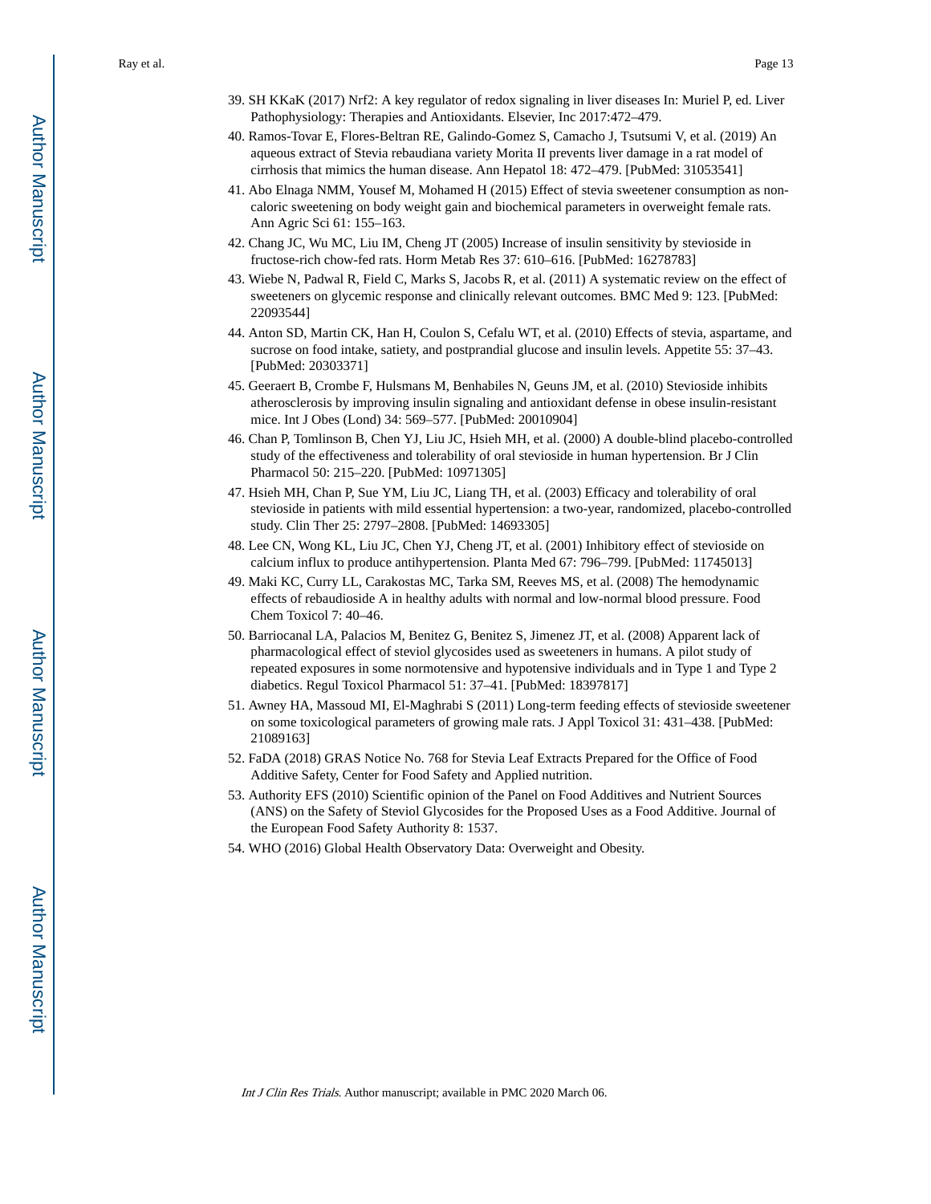39. SH KKaK (2017) Nrf2: A key regulator of redox signaling in liver diseases In: Muriel P, ed. Liver Pathophysiology: Therapies and Antioxidants. Elsevier, Inc 2017:472–479.
40. Ramos-Tovar E, Flores-Beltran RE, Galindo-Gomez S, Camacho J, Tsutsumi V, et al. (2019) An aqueous extract of Stevia rebaudiana variety Morita II prevents liver damage in a rat model of cirrhosis that mimics the human disease. Ann Hepatol 18: 472–479. [PubMed: 31053541]
41. Abo Elnaga NMM, Yousef M, Mohamed H (2015) Effect of stevia sweetener consumption as non-caloric sweetening on body weight gain and biochemical parameters in overweight female rats. Ann Agric Sci 61: 155–163.
42. Chang JC, Wu MC, Liu IM, Cheng JT (2005) Increase of insulin sensitivity by stevioside in fructose-rich chow-fed rats. Horm Metab Res 37: 610–616. [PubMed: 16278783]
43. Wiebe N, Padwal R, Field C, Marks S, Jacobs R, et al. (2011) A systematic review on the effect of sweeteners on glycemic response and clinically relevant outcomes. BMC Med 9: 123. [PubMed: 22093544]
44. Anton SD, Martin CK, Han H, Coulon S, Cefalu WT, et al. (2010) Effects of stevia, aspartame, and sucrose on food intake, satiety, and postprandial glucose and insulin levels. Appetite 55: 37–43. [PubMed: 20303371]
45. Geeraert B, Crombe F, Hulsmans M, Benhabiles N, Geuns JM, et al. (2010) Stevioside inhibits atherosclerosis by improving insulin signaling and antioxidant defense in obese insulin-resistant mice. Int J Obes (Lond) 34: 569–577. [PubMed: 20010904]
46. Chan P, Tomlinson B, Chen YJ, Liu JC, Hsieh MH, et al. (2000) A double-blind placebo-controlled study of the effectiveness and tolerability of oral stevioside in human hypertension. Br J Clin Pharmacol 50: 215–220. [PubMed: 10971305]
47. Hsieh MH, Chan P, Sue YM, Liu JC, Liang TH, et al. (2003) Efficacy and tolerability of oral stevioside in patients with mild essential hypertension: a two-year, randomized, placebo-controlled study. Clin Ther 25: 2797–2808. [PubMed: 14693305]
48. Lee CN, Wong KL, Liu JC, Chen YJ, Cheng JT, et al. (2001) Inhibitory effect of stevioside on calcium influx to produce antihypertension. Planta Med 67: 796–799. [PubMed: 11745013]
49. Maki KC, Curry LL, Carakostas MC, Tarka SM, Reeves MS, et al. (2008) The hemodynamic effects of rebaudioside A in healthy adults with normal and low-normal blood pressure. Food Chem Toxicol 7: 40–46.
50. Barriocanal LA, Palacios M, Benitez G, Benitez S, Jimenez JT, et al. (2008) Apparent lack of pharmacological effect of steviol glycosides used as sweeteners in humans. A pilot study of repeated exposures in some normotensive and hypotensive individuals and in Type 1 and Type 2 diabetics. Regul Toxicol Pharmacol 51: 37–41. [PubMed: 18397817]
51. Awney HA, Massoud MI, El-Maghrabi S (2011) Long-term feeding effects of stevioside sweetener on some toxicological parameters of growing male rats. J Appl Toxicol 31: 431–438. [PubMed: 21089163]
52. FaDA (2018) GRAS Notice No. 768 for Stevia Leaf Extracts Prepared for the Office of Food Additive Safety, Center for Food Safety and Applied nutrition.
53. Authority EFS (2010) Scientific opinion of the Panel on Food Additives and Nutrient Sources (ANS) on the Safety of Steviol Glycosides for the Proposed Uses as a Food Additive. Journal of the European Food Safety Authority 8: 1537.
54. WHO (2016) Global Health Observatory Data: Overweight and Obesity.